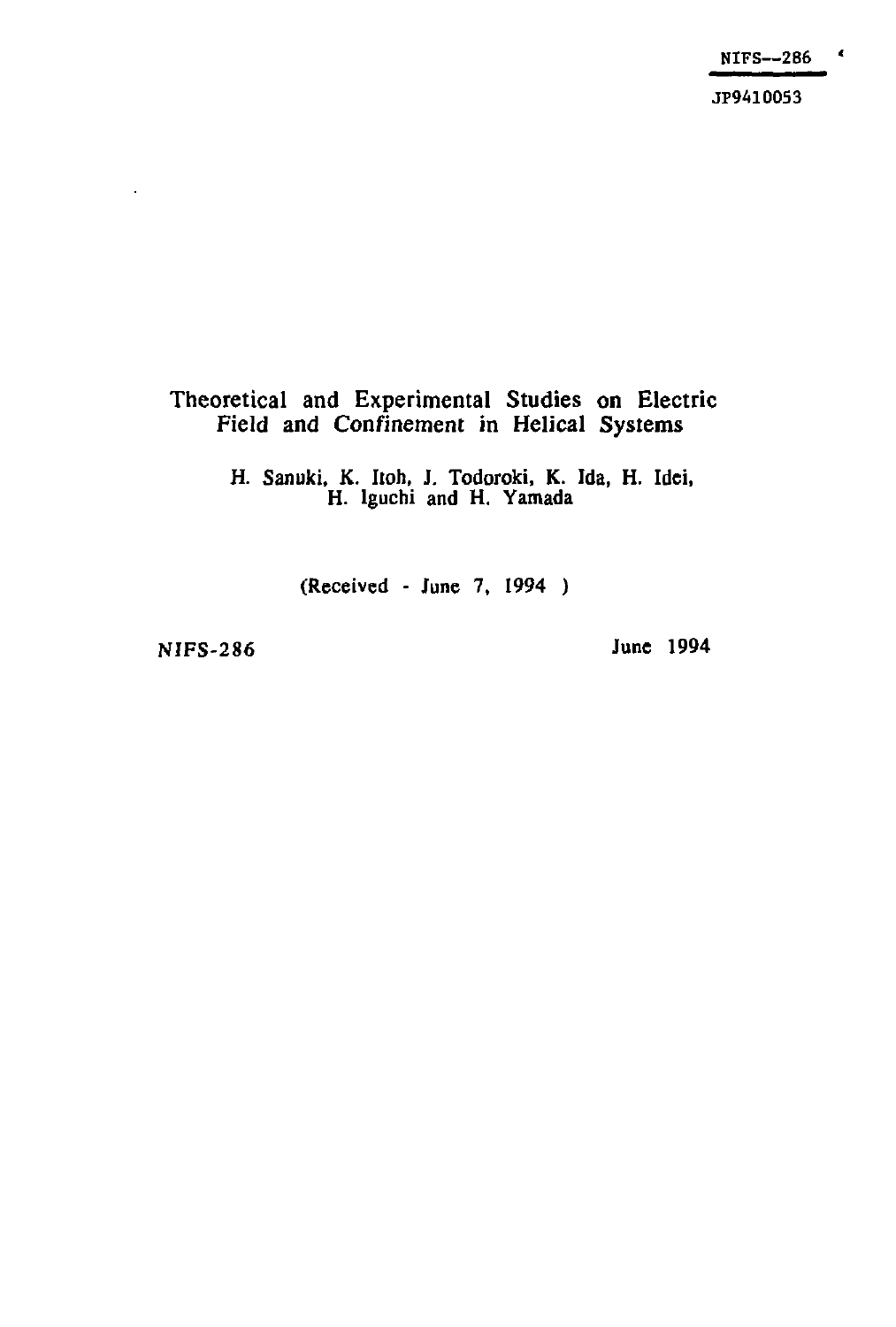NIFS--286

JP9410053

# Theoretical and Experimental Studies on Electric Field and Confinement in Helical Systems

H. Sanuki, K. Itoh, J. Todoroki, K. Ida, H. Idei, H. Iguchi and H. Yamada

(Received - June 7, 1994 )

NIFS-286

June 1994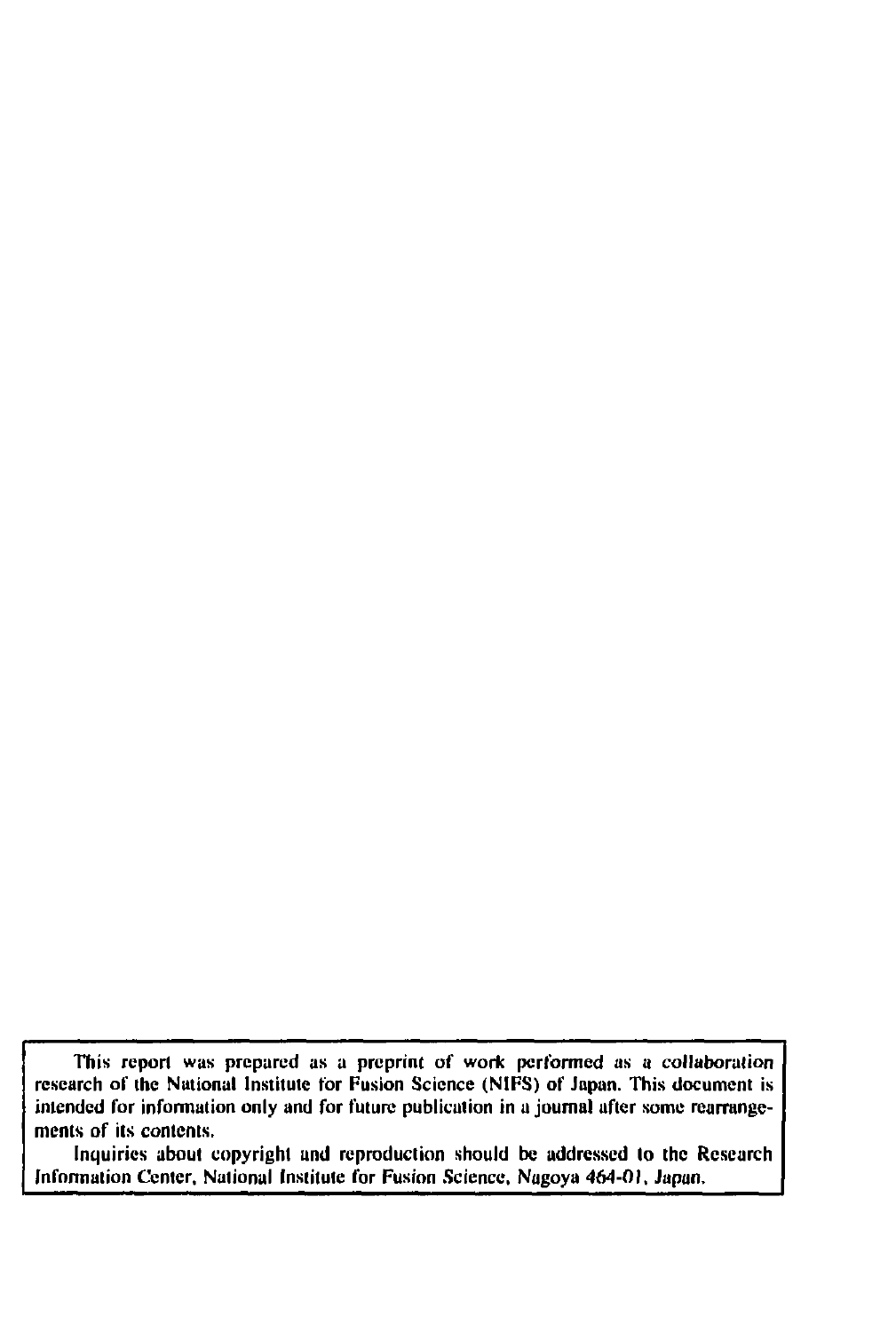This report was prepared as a preprint of work performed as a collaboration research of the National Institute for Fusion Science (NIFS) of Japan. This document is intended for information only and for future publication in a journal after some rearrangements of its contents.

Inquiries about copyright and reproduction should be addressed to the Research Information Center, National Institute for Fusion Science, Nagoya 464-01, Japan.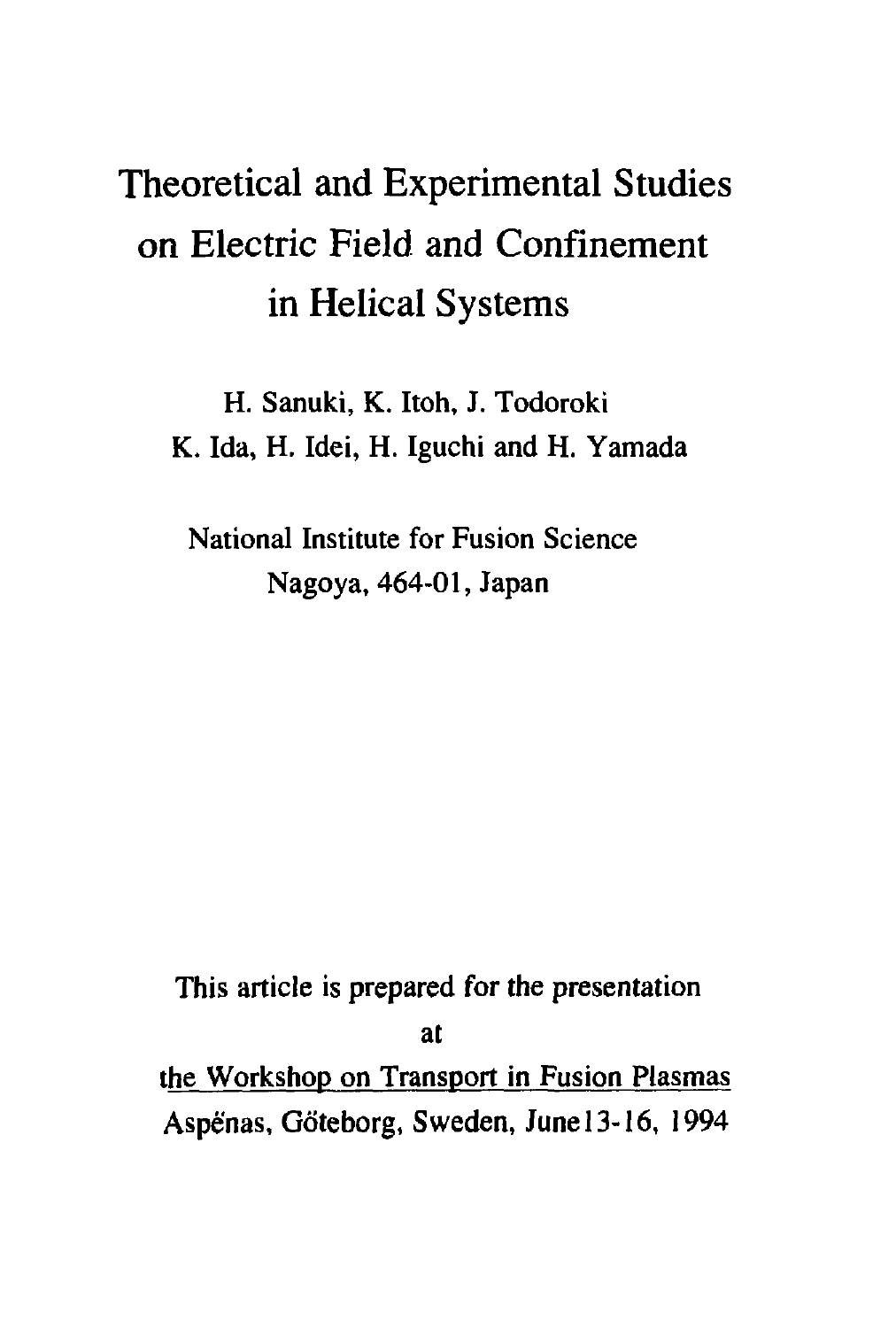# Theoretical and Experimental Studies on Electric Field and Confinement in Helical Systems

H. Sanuki, K. Itoh, J. Todoroki

K. Ida, H. Idei, H. Iguchi and H. Yamada

National Institute for Fusion Science

Nagoya, 464-01, Japan

This article is prepared for the presentation

at

<u>the Workshop on Transport in Fusion Plasmas</u>

Aspėnas, Gőteborg, Sweden, June13-16, 1994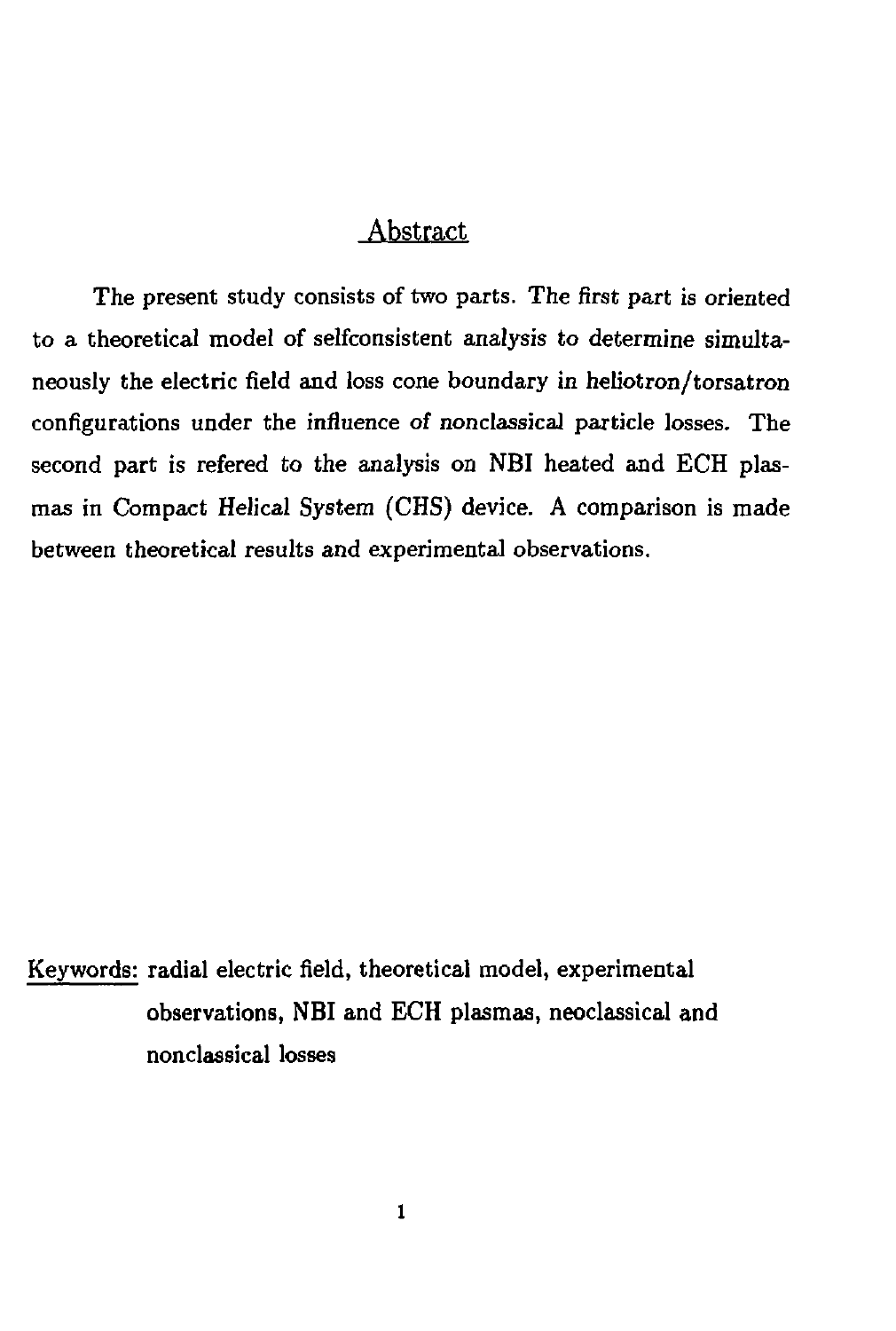## Abstract

The present study consists of two parts. The first part is oriented to a theoretical model of selfconsistent analysis to determine simultaneously the electric field and loss cone boundary in heliotron/torsatron configurations under the influence of nonclassical particle losses. The second part is refered to the analysis on NBI heated and ECH plasmas in Compact Helical System (CHS) device. A comparison is made between theoretical results and experimental observations.

Keywords: radial electric field, theoretical model, experimental observations, NBI and ECH plasmas, neoclassical and nonclassical losses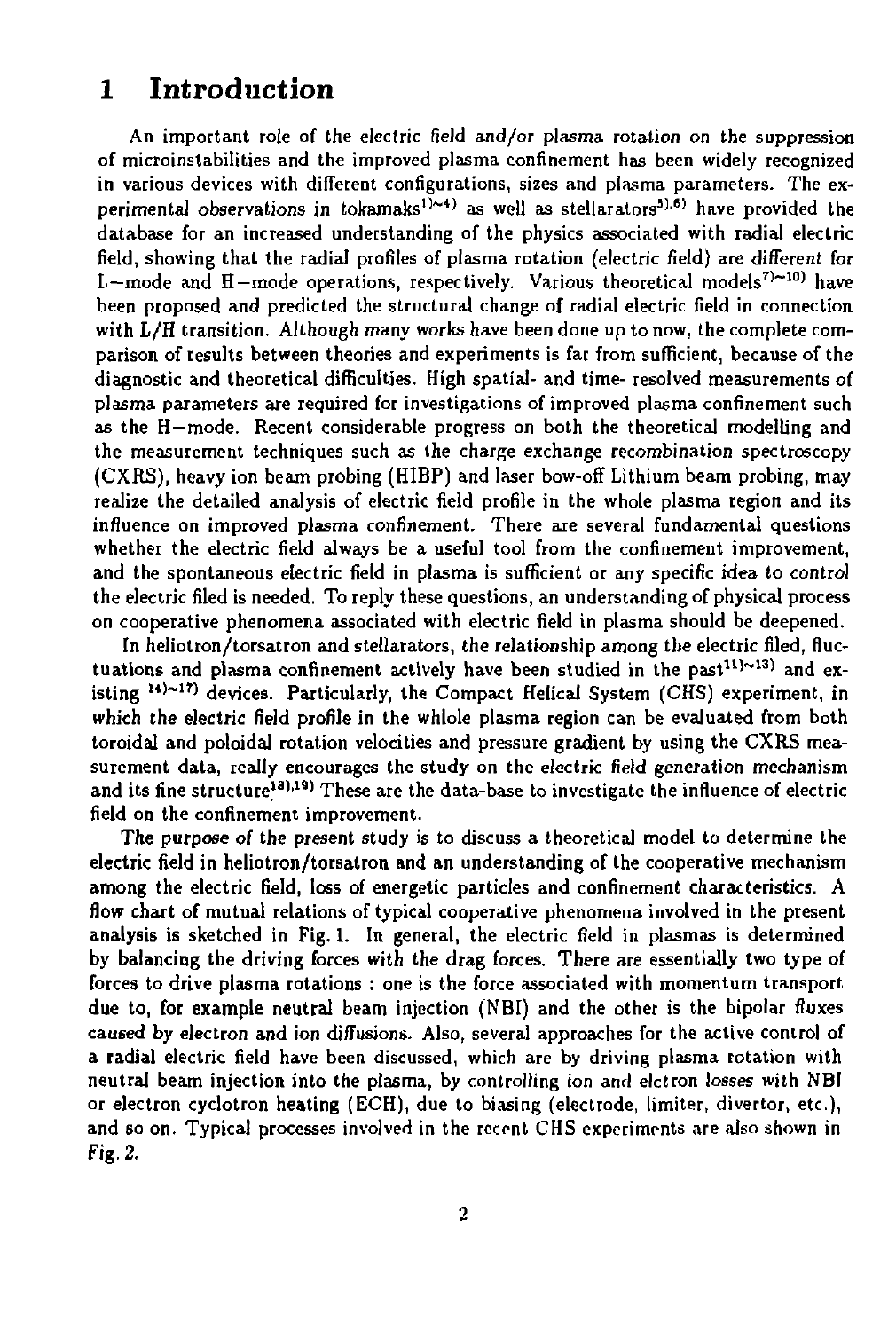# 1 Introduction

An important role of the electric field and/or plasma rotation on the suppression of microinstabilities and the improved plasma confinement has been widely recognized in various devices with different configurations, sizes and plasma parameters. The experimental observations in tokamaks[1)~4)] as well as stellarators[5),6)] have provided the database for an increased understanding of the physics associated with radial electric field, showing that the radial profiles of plasma rotation (electric field) are different for L−mode and H−mode operations, respectively. Various theoretical models[7)~10)] have been proposed and predicted the structural change of radial electric field in connection with L/H transition. Although many works have been done up to now, the complete comparison of results between theories and experiments is far from sufficient, because of the diagnostic and theoretical difficulties. High spatial- and time- resolved measurements of plasma parameters are required for investigations of improved plasma confinement such as the H−mode. Recent considerable progress on both the theoretical modelling and the measurement techniques such as the charge exchange recombination spectroscopy (CXRS), heavy ion beam probing (HIBP) and laser bow-off Lithium beam probing, may realize the detailed analysis of electric field profile in the whole plasma region and its influence on improved plasma confinement. There are several fundamental questions whether the electric field always be a useful tool from the confinement improvement, and the spontaneous electric field in plasma is sufficient or any specific idea to control the electric filed is needed. To reply these questions, an understanding of physical process on cooperative phenomena associated with electric field in plasma should be deepened.

In heliotron/torsatron and stellarators, the relationship among the electric filed, fluctuations and plasma confinement actively have been studied in the past[11)~13)] and existing [14)~17)] devices. Particularly, the Compact Helical System (CHS) experiment, in which the electric field profile in the whlole plasma region can be evaluated from both toroidal and poloidal rotation velocities and pressure gradient by using the CXRS measurement data, really encourages the study on the electric field generation mechanism and its fine structure.[18),19)] These are the data-base to investigate the influence of electric field on the confinement improvement.

The purpose of the present study is to discuss a theoretical model to determine the electric field in heliotron/torsatron and an understanding of the cooperative mechanism among the electric field, loss of energetic particles and confinement characteristics. A flow chart of mutual relations of typical cooperative phenomena involved in the present analysis is sketched in Fig. 1. In general, the electric field in plasmas is determined by balancing the driving forces with the drag forces. There are essentially two type of forces to drive plasma rotations : one is the force associated with momentum transport due to, for example neutral beam injection (NBI) and the other is the bipolar fluxes caused by electron and ion diffusions. Also, several approaches for the active control of a radial electric field have been discussed, which are by driving plasma rotation with neutral beam injection into the plasma, by controlling ion and elctron losses with NBI or electron cyclotron heating (ECH), due to biasing (electrode, limiter, divertor, etc.), and so on. Typical processes involved in the recent CHS experiments are also shown in Fig. 2.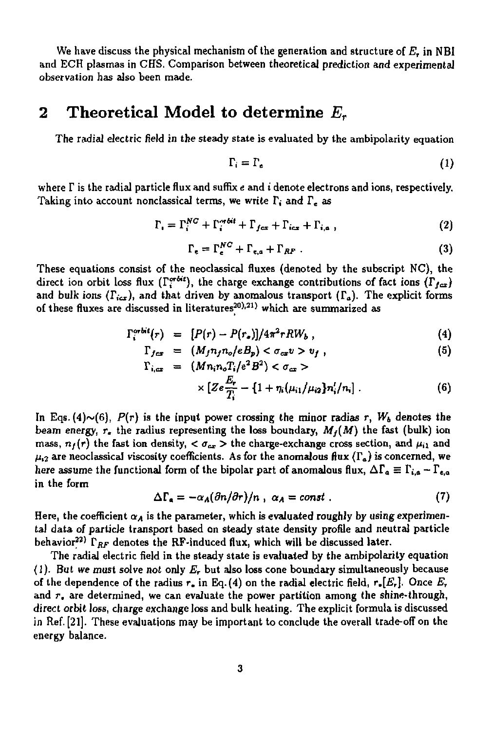We have discuss the physical mechanism of the generation and structure of $E_r$ in NBI and ECH plasmas in CHS. Comparison between theoretical prediction and experimental observation has also been made.

## 2 Theoretical Model to determine $E_r$

The radial electric field in the steady state is evaluated by the ambipolarity equation

$$\Gamma_i = \Gamma_e \tag{1}$$

where $\Gamma$ is the radial particle flux and suffix $e$ and $i$ denote electrons and ions, respectively. Taking into account nonclassical terms, we write $\Gamma_i$ and $\Gamma_e$ as

$$\Gamma_i = \Gamma_i^{NC} + \Gamma_i^{orbit} + \Gamma_{fcx} + \Gamma_{icx} + \Gamma_{i,a} , \tag{2}$$

$$\Gamma_e = \Gamma_e^{NC} + \Gamma_{e,a} + \Gamma_{RF} . \tag{3}$$

These equations consist of the neoclassical fluxes (denoted by the subscript NC), the direct ion orbit loss flux ($\Gamma_i^{orbit}$), the charge exchange contributions of fact ions ($\Gamma_{fcx}$) and bulk ions ($\Gamma_{icx}$), and that driven by anomalous transport ($\Gamma_a$). The explicit forms of these fluxes are discussed in literatures[20),21)] which are summarized as

$$\Gamma_i^{orbit}(r) = [P(r) - P(r_*)]/4\pi^2 rRW_b , \tag{4}$$

$$\Gamma_{fcx} = (M_f n_f n_o/eB_p) < \sigma_{cx} v > v_f , \tag{5}$$

$$\Gamma_{i,cx} = (Mn_i n_o T_i/e^2 B^2) < \sigma_{cx} > \times [Ze\frac{E_r}{T_i} - \{1 + \eta_i(\mu_{i1}/\mu_{i2}\} n_i'/n_i] . \tag{6}$$

In Eqs. (4)$\sim$(6), $P(r)$ is the input power crossing the minor radias $r$, $W_b$ denotes the beam energy, $r_*$ the radius representing the loss boundary, $M_f(M)$ the fast (bulk) ion mass, $n_f(r)$ the fast ion density, $< \sigma_{cx} >$ the charge-exchange cross section, and $\mu_{i1}$ and $\mu_{i2}$ are neoclassical viscosity coefficients. As for the anomalous flux ($\Gamma_a$) is concerned, we here assume the functional form of the bipolar part of anomalous flux, $\Delta\Gamma_a \equiv \Gamma_{i,a} - \Gamma_{e,a}$ in the form

$$\Delta\Gamma_a = -\alpha_A(\partial n/\partial r)/n , \ \alpha_A = const . \tag{7}$$

Here, the coefficient $\alpha_A$ is the parameter, which is evaluated roughly by using experimental data of particle transport based on steady state density profile and neutral particle behavior[22)] $\Gamma_{RF}$ denotes the RF-induced flux, which will be discussed later.

The radial electric field in the steady state is evaluated by the ambipolarity equation (1). But we must solve not only $E_r$ but also loss cone boundary simultaneously because of the dependence of the radius $r_*$ in Eq. (4) on the radial electric field, $r_*[E_r]$. Once $E_r$ and $r_*$ are determined, we can evaluate the power partition among the shine-through, direct orbit loss, charge exchange loss and bulk heating. The explicit formula is discussed in Ref. [21]. These evaluations may be important to conclude the overall trade-off on the energy balance.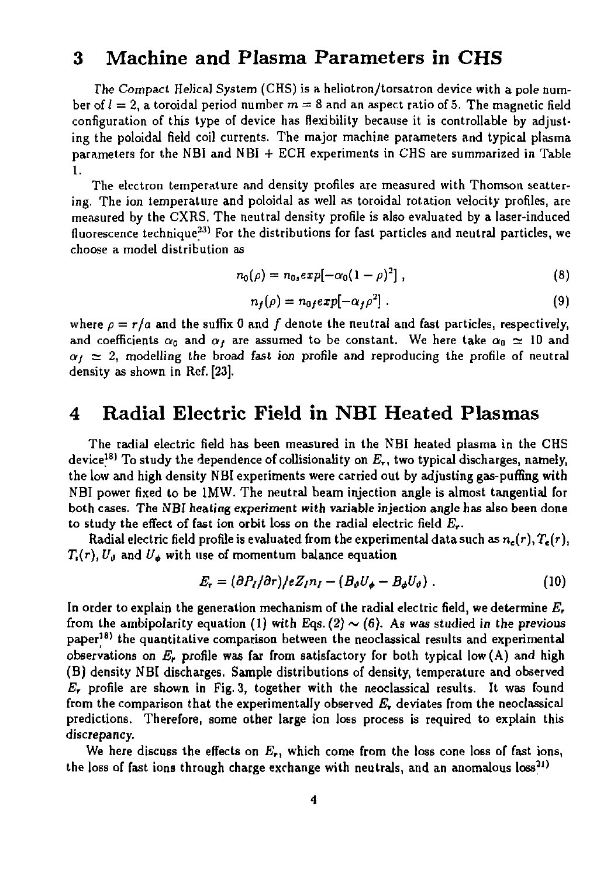## 3 Machine and Plasma Parameters in CHS

The Compact Helical System (CHS) is a heliotron/torsatron device with a pole number of $l = 2$, a toroidal period number $m = 8$ and an aspect ratio of 5. The magnetic field configuration of this type of device has flexibility because it is controllable by adjusting the poloidal field coil currents. The major machine parameters and typical plasma parameters for the NBI and NBI + ECH experiments in CHS are summarized in Table 1.

The electron temperature and density profiles are measured with Thomson scattering. The ion temperature and poloidal as well as toroidal rotation velocity profiles, are measured by the CXRS. The neutral density profile is also evaluated by a laser-induced fluorescence technique[23] For the distributions for fast particles and neutral particles, we choose a model distribution as

$$n_0(\rho) = n_{0s} exp[-\alpha_0(1-\rho)^2] \, , \tag{8}$$

$$n_f(\rho) = n_{0f} exp[-\alpha_f \rho^2] \, . \tag{9}$$

where $\rho = r/a$ and the suffix 0 and $f$ denote the neutral and fast particles, respectively, and coefficients $\alpha_0$ and $\alpha_f$ are assumed to be constant. We here take $\alpha_0 \simeq 10$ and $\alpha_f \simeq 2$, modelling the broad fast ion profile and reproducing the profile of neutral density as shown in Ref. [23].

## 4 Radial Electric Field in NBI Heated Plasmas

The radial electric field has been measured in the NBI heated plasma in the CHS device[18] To study the dependence of collisionality on $E_r$, two typical discharges, namely, the low and high density NBI experiments were carried out by adjusting gas-puffing with NBI power fixed to be 1MW. The neutral beam injection angle is almost tangential for both cases. The NBI heating experiment with variable injection angle has also been done to study the effect of fast ion orbit loss on the radial electric field $E_r$.

Radial electric field profile is evaluated from the experimental data such as $n_e(r), T_e(r)$, $T_i(r)$, $U_\vartheta$ and $U_\phi$ with use of momentum balance equation

$$E_r = (\partial P_I/\partial r)/eZ_I n_I - (B_\vartheta U_\phi - B_\phi U_\vartheta) \, . \tag{10}$$

In order to explain the generation mechanism of the radial electric field, we determine $E_r$ from the ambipolarity equation (1) with Eqs. (2) $\sim$ (6). As was studied in the previous paper[18] the quantitative comparison between the neoclassical results and experimental observations on $E_r$ profile was far from satisfactory for both typical low (A) and high (B) density NBI discharges. Sample distributions of density, temperature and observed $E_r$ profile are shown in Fig. 3, together with the neoclassical results. It was found from the comparison that the experimentally observed $E_r$ deviates from the neoclassical predictions. Therefore, some other large ion loss process is required to explain this discrepancy.

We here discuss the effects on $E_r$, which come from the loss cone loss of fast ions, the loss of fast ions through charge exchange with neutrals, and an anomalous loss[21]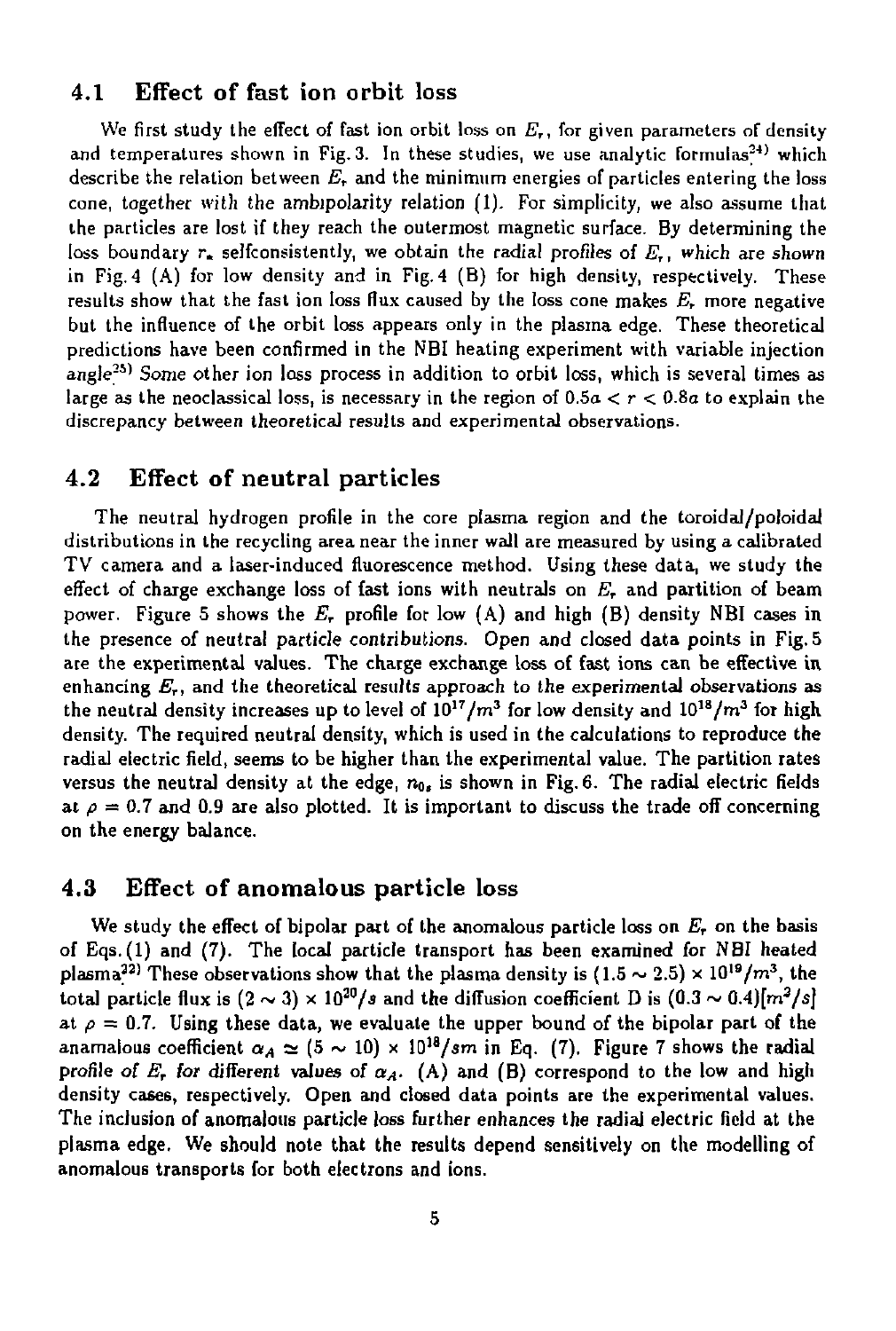### 4.1 Effect of fast ion orbit loss

We first study the effect of fast ion orbit loss on $E_r$, for given parameters of density and temperatures shown in Fig. 3. In these studies, we use analytic formulas[24] which describe the relation between $E_r$ and the minimum energies of particles entering the loss cone, together with the ambipolarity relation (1). For simplicity, we also assume that the particles are lost if they reach the outermost magnetic surface. By determining the loss boundary $r_*$ selfconsistently, we obtain the radial profiles of $E_r$, which are shown in Fig. 4 (A) for low density and in Fig. 4 (B) for high density, respectively. These results show that the fast ion loss flux caused by the loss cone makes $E_r$ more negative but the influence of the orbit loss appears only in the plasma edge. These theoretical predictions have been confirmed in the NBI heating experiment with variable injection angle[25] Some other ion loss process in addition to orbit loss, which is several times as large as the neoclassical loss, is necessary in the region of $0.5a < r < 0.8a$ to explain the discrepancy between theoretical results and experimental observations.

### 4.2 Effect of neutral particles

The neutral hydrogen profile in the core plasma region and the toroidal/poloidal distributions in the recycling area near the inner wall are measured by using a calibrated TV camera and a laser-induced fluorescence method. Using these data, we study the effect of charge exchange loss of fast ions with neutrals on $E_r$ and partition of beam power. Figure 5 shows the $E_r$ profile for low (A) and high (B) density NBI cases in the presence of neutral particle contributions. Open and closed data points in Fig. 5 are the experimental values. The charge exchange loss of fast ions can be effective in enhancing $E_r$, and the theoretical results approach to the experimental observations as the neutral density increases up to level of $10^{17}/m^3$ for low density and $10^{18}/m^3$ for high density. The required neutral density, which is used in the calculations to reproduce the radial electric field, seems to be higher than the experimental value. The partition rates versus the neutral density at the edge, $n_{0s}$ is shown in Fig. 6. The radial electric fields at $\rho = 0.7$ and 0.9 are also plotted. It is important to discuss the trade off concerning on the energy balance.

### 4.3 Effect of anomalous particle loss

We study the effect of bipolar part of the anomalous particle loss on $E_r$ on the basis of Eqs. (1) and (7). The local particle transport has been examined for NBI heated plasma[22] These observations show that the plasma density is $(1.5 \sim 2.5) \times 10^{19}/m^3$, the total particle flux is $(2 \sim 3) \times 10^{20}/s$ and the diffusion coefficient D is $(0.3 \sim 0.4)[m^2/s]$ at $\rho = 0.7$. Using these data, we evaluate the upper bound of the bipolar part of the anamalous coefficient $\alpha_A \simeq (5 \sim 10) \times 10^{18}/sm$ in Eq. (7). Figure 7 shows the radial profile of $E_r$ for different values of $\alpha_A$. (A) and (B) correspond to the low and high density cases, respectively. Open and closed data points are the experimental values. The inclusion of anomalous particle loss further enhances the radial electric field at the plasma edge. We should note that the results depend sensitively on the modelling of anomalous transports for both electrons and ions.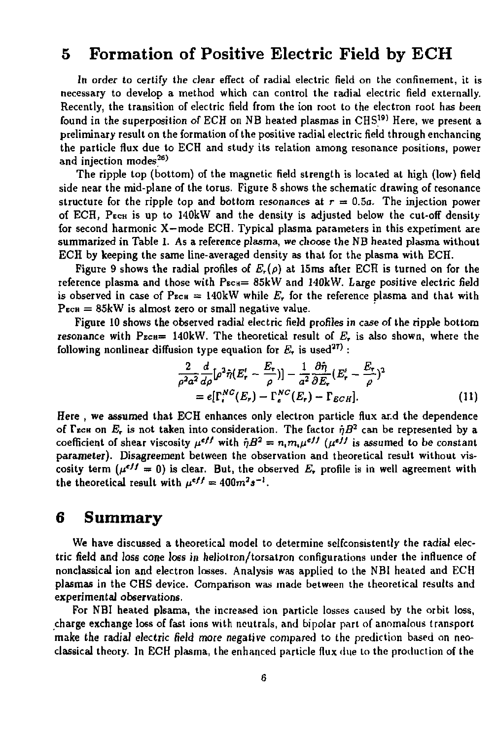## 5 Formation of Positive Electric Field by ECH

In order to certify the clear effect of radial electric field on the confinement, it is necessary to develop a method which can control the radial electric field externally. Recently, the transition of electric field from the ion root to the electron root has been found in the superposition of ECH on NB heated plasmas in CHS[19] Here, we present a preliminary result on the formation of the positive radial electric field through enchancing the particle flux due to ECH and study its relation among resonance positions, power and injection modes[26]

The ripple top (bottom) of the magnetic field strength is located at high (low) field side near the mid-plane of the torus. Figure 8 shows the schematic drawing of resonance structure for the ripple top and bottom resonances at $r = 0.5a$. The injection power of ECH, $P_{ECH}$ is up to 140kW and the density is adjusted below the cut-off density for second harmonic X−mode ECH. Typical plasma parameters in this experiment are summarized in Table 1. As a reference plasma, we choose the NB heated plasma without ECH by keeping the same line-averaged density as that for the plasma with ECH.

Figure 9 shows the radial profiles of $E_r(\rho)$ at 15ms after ECH is turned on for the reference plasma and those with $P_{ECH}$= 85kW and 140kW. Large positive electric field is observed in case of $P_{ECH}$ = 140kW while $E_r$ for the reference plasma and that with $P_{ECH}$ = 85kW is almost zero or small negative value.

Figure 10 shows the observed radial electric field profiles in case of the ripple bottom resonance with $P_{ECH}$= 140kW. The theoretical result of $E_r$ is also shown, where the following nonlinear diffusion type equation for $E_r$ is used[27] :

$$
\frac{2}{\rho^2 a^2}\frac{d}{d\rho}[\rho^3\hat{\eta}(E_r' - \frac{E_r}{\rho})] - \frac{1}{a^2}\frac{\partial\hat{\eta}}{\partial E_r}(E_r' - \frac{E_r}{\rho})^2
$$
$$
= e[\Gamma_i^{NC}(E_r) - \Gamma_e^{NC}(E_r) - \Gamma_{ECH}]. \tag{11}
$$

Here , we assumed that ECH enhances only electron particle flux and the dependence of $\Gamma_{ECH}$ on $E_r$ is not taken into consideration. The factor $\hat{\eta}B^2$ can be represented by a coefficient of shear viscosity $\mu^{eff}$ with $\hat{\eta}B^2 = n_i m_i \mu^{eff}$ ($\mu^{eff}$ is assumed to be constant parameter). Disagreement between the observation and theoretical result without viscosity term ($\mu^{eff} = 0$) is clear. But, the observed $E_r$ profile is in well agreement with the theoretical result with $\mu^{eff} = 400 m^2 s^{-1}$.

## 6 Summary

We have discussed a theoretical model to determine selfconsistently the radial electric field and loss cone loss in heliotron/torsatron configurations under the influence of nonclassical ion and electron losses. Analysis was applied to the NBI heated and ECH plasmas in the CHS device. Comparison was made between the theoretical results and experimental observations.

For NBI heated plsama, the increased ion particle losses caused by the orbit loss, charge exchange loss of fast ions with neutrals, and bipolar part of anomalous transport make the radial electric field more negative compared to the prediction based on neoclassical theory. In ECH plasma, the enhanced particle flux due to the production of the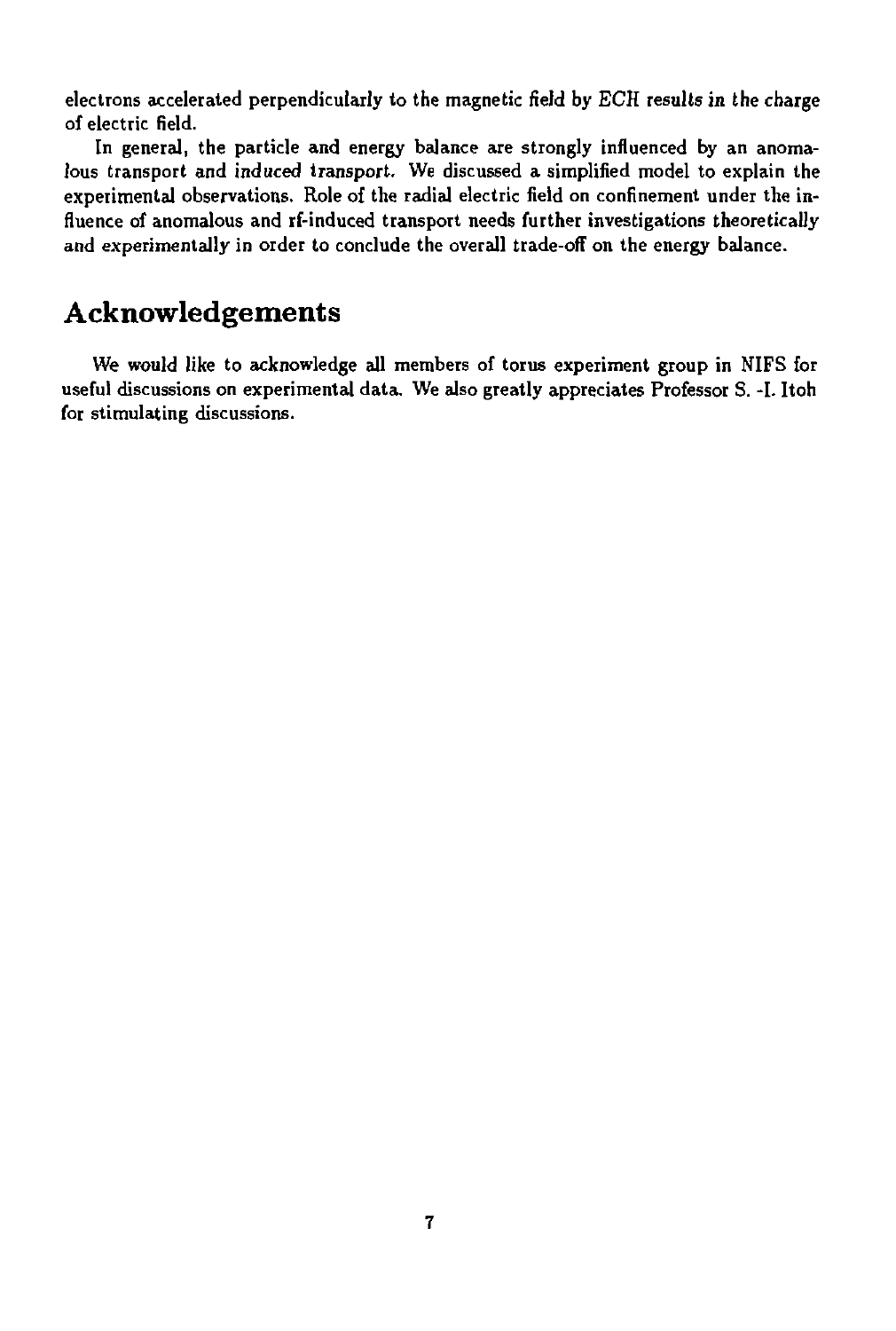electrons accelerated perpendicularly to the magnetic field by ECH results in the charge of electric field.

In general, the particle and energy balance are strongly influenced by an anomalous transport and induced transport. We discussed a simplified model to explain the experimental observations. Role of the radial electric field on confinement under the influence of anomalous and rf-induced transport needs further investigations theoretically and experimentally in order to conclude the overall trade-off on the energy balance.

## Acknowledgements

We would like to acknowledge all members of torus experiment group in NIFS for useful discussions on experimental data. We also greatly appreciates Professor S. -I. Itoh for stimulating discussions.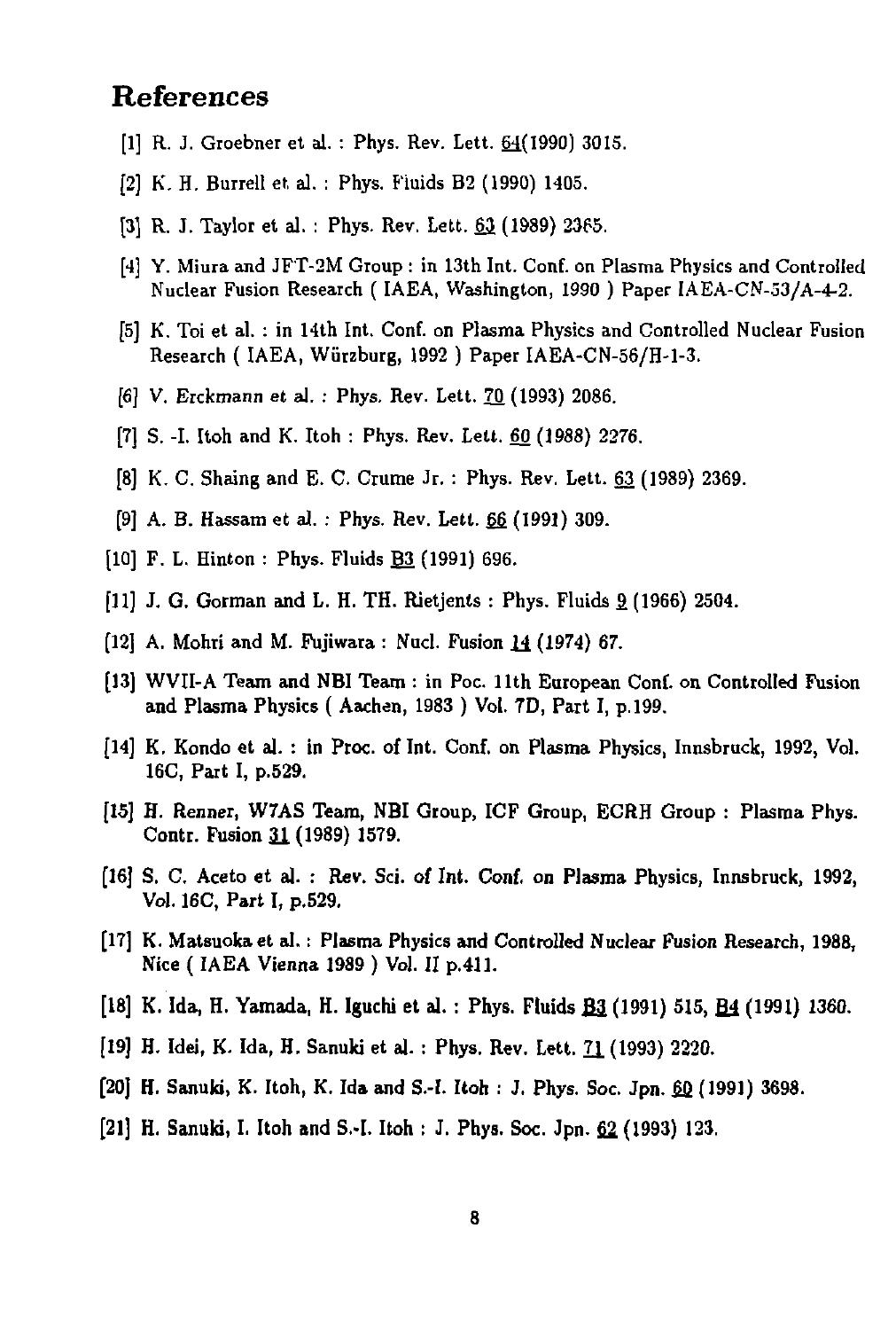## References

[1] R. J. Groebner et al. : Phys. Rev. Lett. 64(1990) 3015.

[2] K. H. Burrell et al. : Phys. Fluids B2 (1990) 1405.

[3] R. J. Taylor et al. : Phys. Rev. Lett. 63 (1989) 2365.

[4] Y. Miura and JFT-2M Group : in 13th Int. Conf. on Plasma Physics and Controlled Nuclear Fusion Research ( IAEA, Washington, 1990 ) Paper IAEA-CN-53/A-4-2.

[5] K. Toi et al. : in 14th Int. Conf. on Plasma Physics and Controlled Nuclear Fusion Research ( IAEA, Würzburg, 1992 ) Paper IAEA-CN-56/H-1-3.

[6] V. Erckmann et al. : Phys. Rev. Lett. 70 (1993) 2086.

[7] S. -I. Itoh and K. Itoh : Phys. Rev. Lett. 60 (1988) 2276.

[8] K. C. Shaing and E. C. Crume Jr. : Phys. Rev. Lett. 63 (1989) 2369.

[9] A. B. Hassam et al. : Phys. Rev. Lett. 66 (1991) 309.

[10] F. L. Hinton : Phys. Fluids B3 (1991) 696.

[11] J. G. Gorman and L. H. TH. Rietjents : Phys. Fluids 9 (1966) 2504.

[12] A. Mohri and M. Fujiwara : Nucl. Fusion 14 (1974) 67.

[13] WVII-A Team and NBI Team : in Poc. 11th European Conf. on Controlled Fusion and Plasma Physics ( Aachen, 1983 ) Vol. 7D, Part I, p.199.

[14] K. Kondo et al. : in Proc. of Int. Conf. on Plasma Physics, Innsbruck, 1992, Vol. 16C, Part I, p.529.

[15] H. Renner, W7AS Team, NBI Group, ICF Group, ECRH Group : Plasma Phys. Contr. Fusion 31 (1989) 1579.

[16] S. C. Aceto et al. : Rev. Sci. of Int. Conf. on Plasma Physics, Innsbruck, 1992, Vol. 16C, Part I, p.529.

[17] K. Matsuoka et al. : Plasma Physics and Controlled Nuclear Fusion Research, 1988, Nice ( IAEA Vienna 1989 ) Vol. II p.411.

[18] K. Ida, H. Yamada, H. Iguchi et al. : Phys. Fluids B3 (1991) 515, B4 (1991) 1360.

[19] H. Idei, K. Ida, H. Sanuki et al. : Phys. Rev. Lett. 71 (1993) 2220.

[20] H. Sanuki, K. Itoh, K. Ida and S.-I. Itoh : J. Phys. Soc. Jpn. 60 (1991) 3698.

[21] H. Sanuki, I. Itoh and S.-I. Itoh : J. Phys. Soc. Jpn. 62 (1993) 123.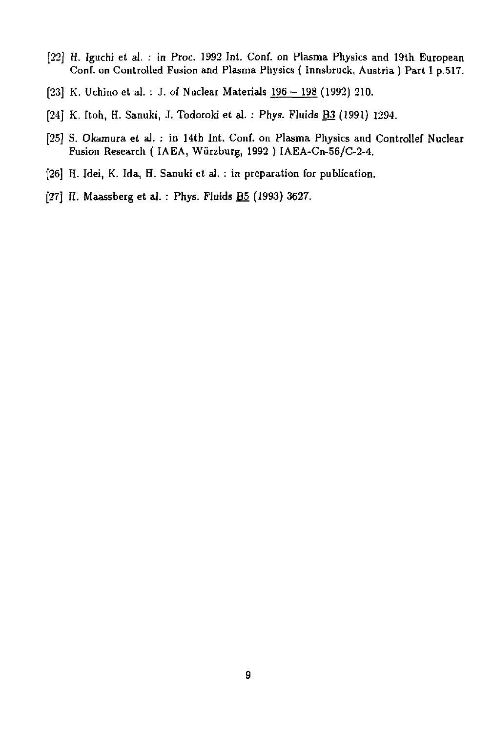[22] H. Iguchi et al. : in Proc. 1992 Int. Conf. on Plasma Physics and 19th European Conf. on Controlled Fusion and Plasma Physics ( Innsbruck, Austria ) Part I p.517.

[23] K. Uchino et al. : J. of Nuclear Materials 196 – 198 (1992) 210.

[24] K. Itoh, H. Sanuki, J. Todoroki et al. : Phys. Fluids B3 (1991) 1294.

[25] S. Okamura et al. : in 14th Int. Conf. on Plasma Physics and Controllef Nuclear Fusion Research ( IAEA, Würzburg, 1992 ) IAEA-Cn-56/C-2-4.

[26] H. Idei, K. Ida, H. Sanuki et al. : in preparation for publication.

[27] H. Maassberg et al. : Phys. Fluids B5 (1993) 3627.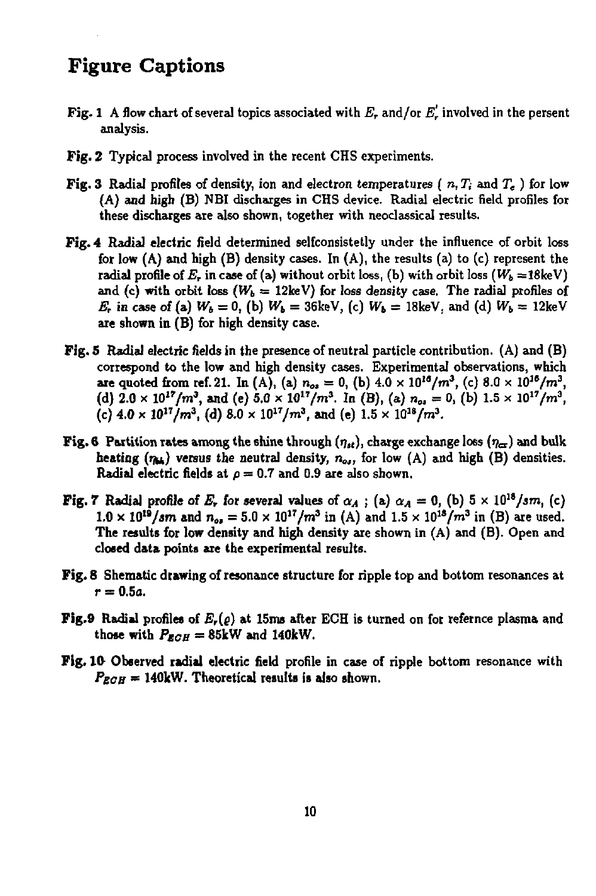# Figure Captions

**Fig. 1** A flow chart of several topics associated with $E_r$ and/or $E_r'$ involved in the persent analysis.

**Fig. 2** Typical process involved in the recent CHS experiments.

**Fig. 3** Radial profiles of density, ion and electron temperatures ( $n, T_i$ and $T_e$ ) for low (A) and high (B) NBI discharges in CHS device. Radial electric field profiles for these discharges are also shown, together with neoclassical results.

**Fig. 4** Radial electric field determined selfconsistetly under the influence of orbit loss for low (A) and high (B) density cases. In (A), the results (a) to (c) represent the radial profile of $E_r$ in case of (a) without orbit loss, (b) with orbit loss ($W_b$ =18keV) and (c) with orbit loss ($W_b$ = 12keV) for loss density case. The radial profiles of $E_r$ in case of (a) $W_b = 0$, (b) $W_b$ = 36keV, (c) $W_b$ = 18keV, and (d) $W_b$ = 12keV are shown in (B) for high density case.

**Fig. 5** Radial electric fields in the presence of neutral particle contribution. (A) and (B) correspond to the low and high density cases. Experimental observations, which are quoted from ref. 21. In (A), (a) $n_{os} = 0$, (b) $4.0 \times 10^{16}/m^3$, (c) $8.0 \times 10^{16}/m^3$, (d) $2.0 \times 10^{17}/m^3$, and (e) $5.0 \times 10^{17}/m^3$. In (B), (a) $n_{os} = 0$, (b) $1.5 \times 10^{17}/m^3$, (c) $4.0 \times 10^{17}/m^3$, (d) $8.0 \times 10^{17}/m^3$, and (e) $1.5 \times 10^{18}/m^3$.

**Fig. 6** Partition rates among the shine through ($\eta_{st}$), charge exchange loss ($\eta_{cx}$) and bulk heating ($\eta_{bk}$) versus the neutral density, $n_{os}$, for low (A) and high (B) densities. Radial electric fields at $\rho = 0.7$ and 0.9 are also shown.

**Fig. 7** Radial profile of $E_r$ for several values of $\alpha_A$ ; (a) $\alpha_A = 0$, (b) $5 \times 10^{18}/sm$, (c) $1.0 \times 10^{19}/sm$ and $n_{os} = 5.0 \times 10^{17}/m^3$ in (A) and $1.5 \times 10^{18}/m^3$ in (B) are used. The results for low density and high density are shown in (A) and (B). Open and closed data points are the experimental results.

**Fig. 8** Shematic drawing of resonance structure for ripple top and bottom resonances at $r = 0.5a$.

**Fig. 9** Radial profiles of $E_r(\varrho)$ at 15ms after ECH is turned on for refernce plasma and those with $P_{ECH}$ = 85kW and 140kW.

**Fig. 10** Observed radial electric field profile in case of ripple bottom resonance with $P_{ECH}$ = 140kW. Theoretical results is also shown.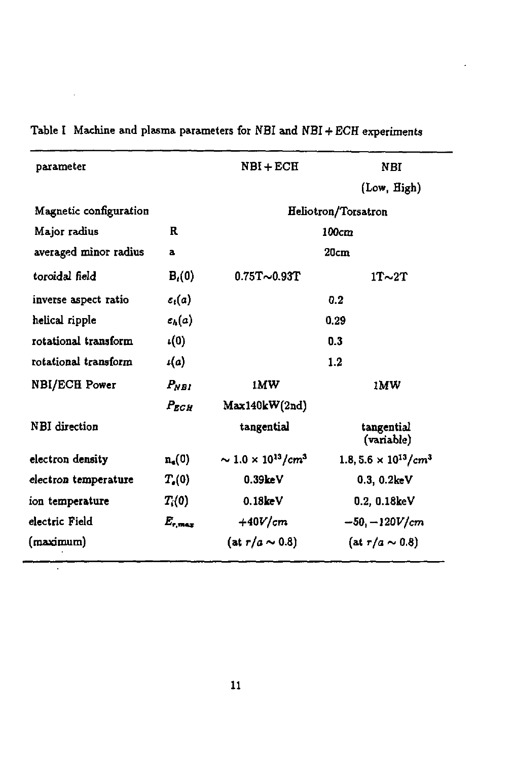Table I Machine and plasma parameters for NBI and NBI + ECH experiments

| parameter | | NBI + ECH | NBI (Low, High) |
|---|---|---|---|
| Magnetic configuration | | Heliotron/Torsatron | |
| Major radius | R | 100cm | |
| averaged minor radius | a | 20cm | |
| toroidal field | $B_t(0)$ | 0.75T∼0.93T | 1T∼2T |
| inverse aspect ratio | $\epsilon_t(a)$ | 0.2 | |
| helical ripple | $\epsilon_h(a)$ | 0.29 | |
| rotational transform | $\iota(0)$ | 0.3 | |
| rotational transform | $\iota(a)$ | 1.2 | |
| NBI/ECH Power | $P_{NBI}$ | 1MW | 1MW |
| | $P_{ECH}$ | Max140kW(2nd) | |
| NBI direction | | tangential | tangential (variable) |
| electron density | $n_e(0)$ | $\sim 1.0 \times 10^{13}/cm^3$ | $1.8, 5.6 \times 10^{13}/cm^3$ |
| electron temperature | $T_e(0)$ | 0.39keV | 0.3, 0.2keV |
| ion temperature | $T_i(0)$ | 0.18keV | 0.2, 0.18keV |
| electric Field (maximum) | $E_{r,max}$ | $+40V/cm$ (at $r/a \sim 0.8$) | $-50, -120V/cm$ (at $r/a \sim 0.8$) |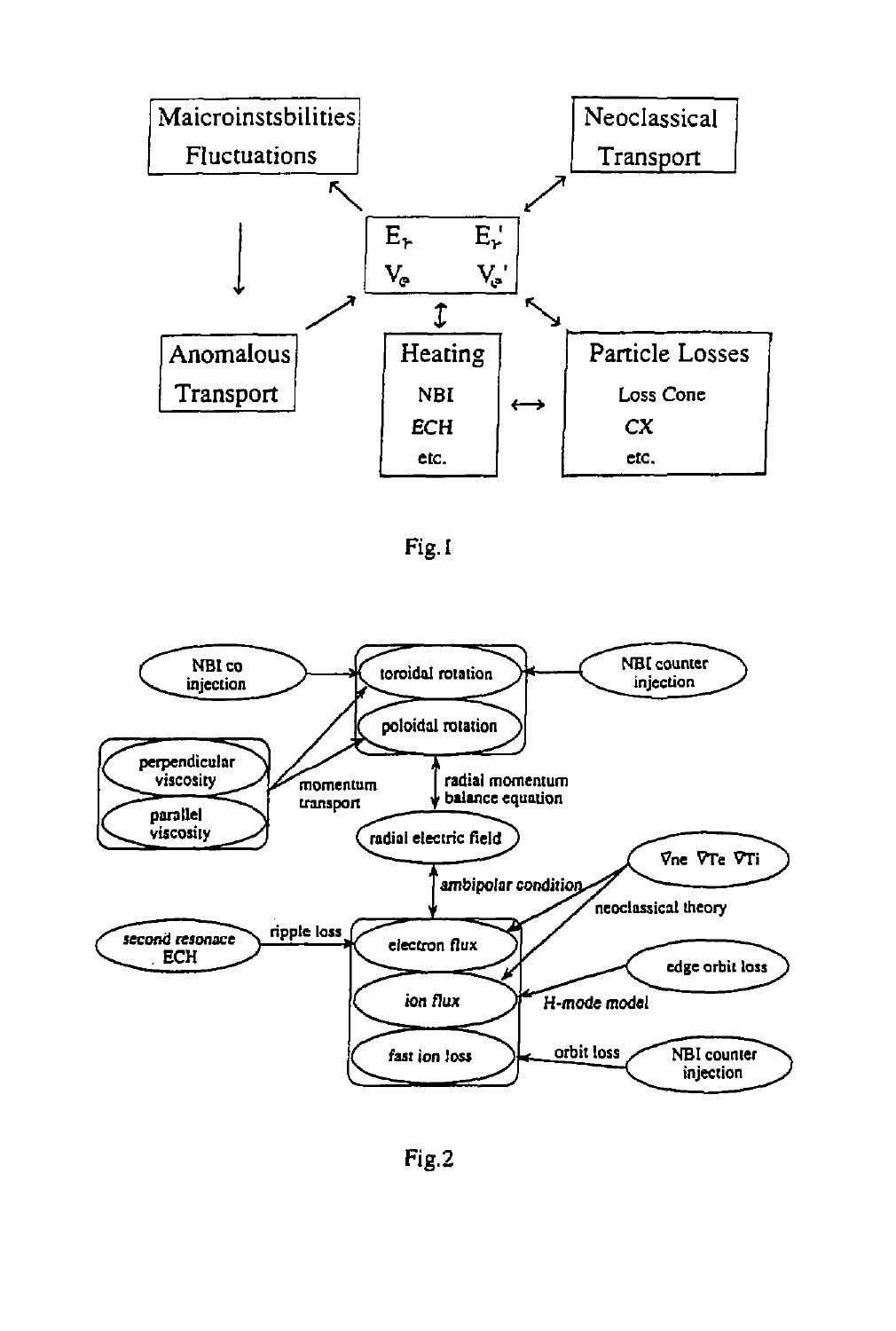Maicroinstsbilities Fluctuations

Neoclassical Transport

$E_r$ $E_r'$

$V_\theta$ $V_\theta'$

Anomalous Transport

Heating

NBI

ECH

etc.

Particle Losses

Loss Cone

CX

etc.

Fig. 1

NBI co injection

toroidal rotation

poloidal rotation

NBI counter injection

perpendicular viscosity

parallel viscosity

momentum transport

radial momentum balance equation

radial electric field

ambipolar condition

$\nabla ne$ $\nabla Te$ $\nabla Ti$

neoclassical theory

second resonace ECH

ripple loss

electron flux

ion flux

fast ion loss

edge orbit loss

H-mode model

orbit loss

NBI counter injection

Fig. 2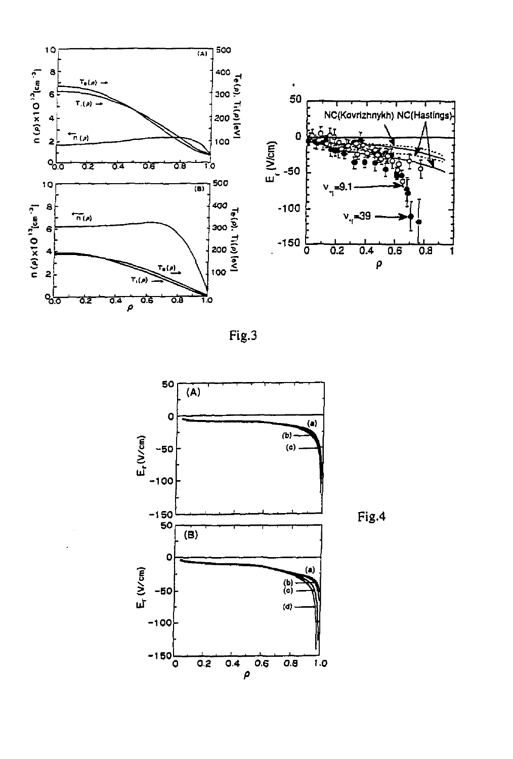Fig.3

Fig.4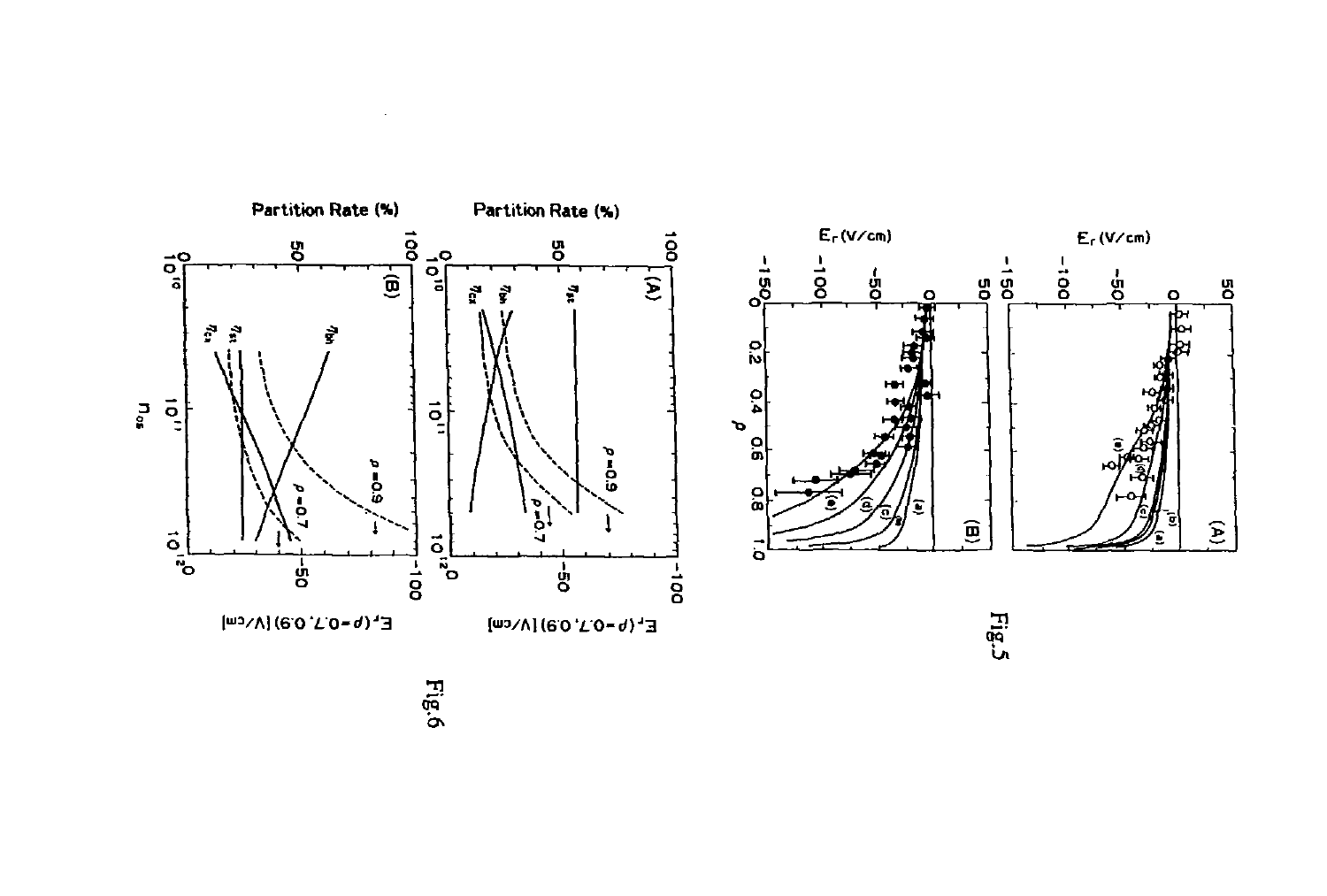Fig.5

Fig.6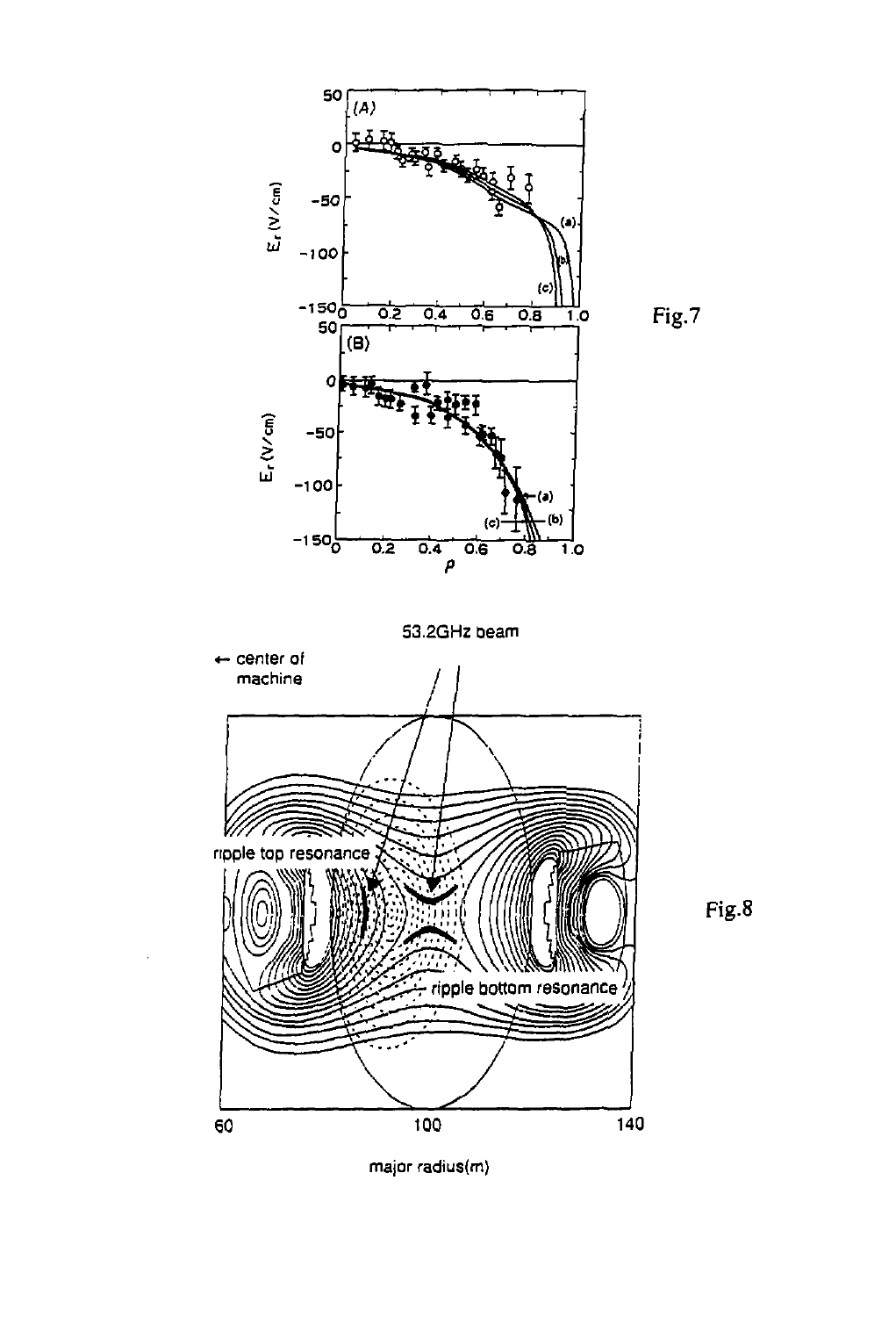Fig.7

Fig.8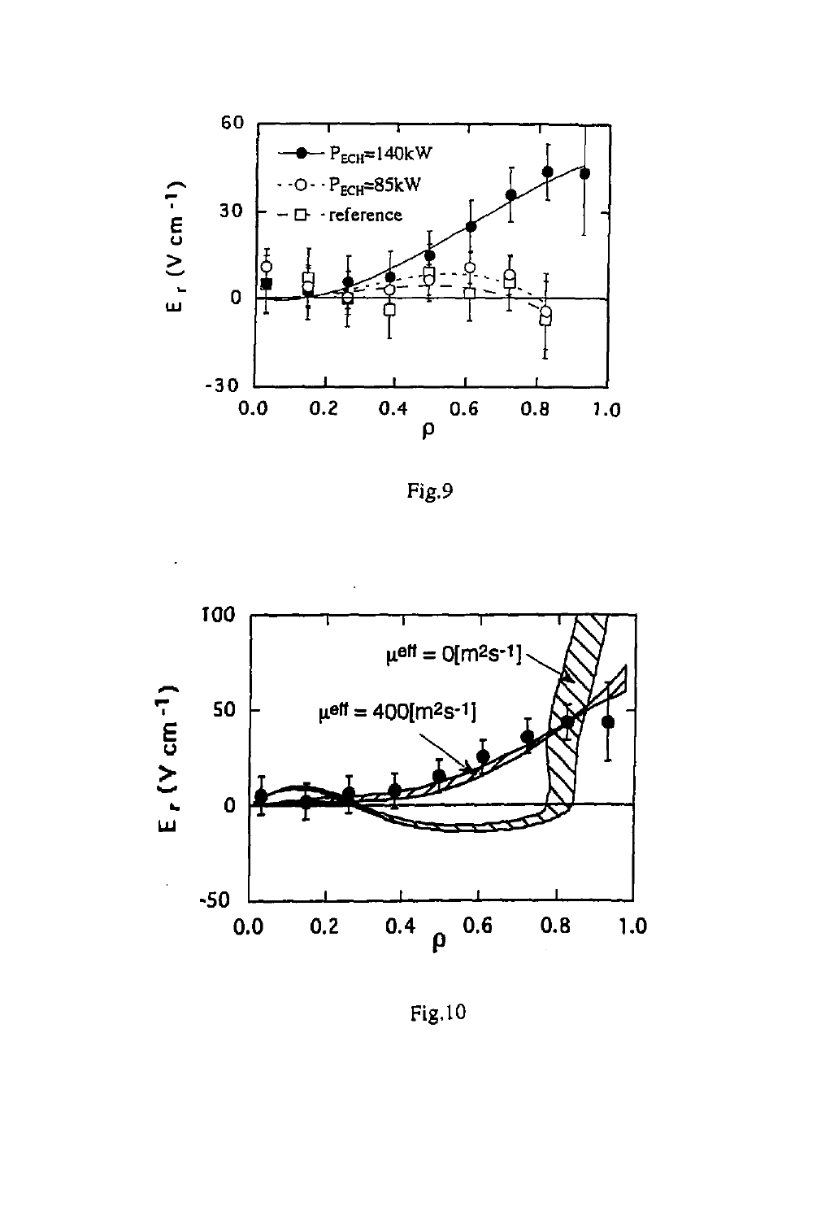Fig.9

Fig.10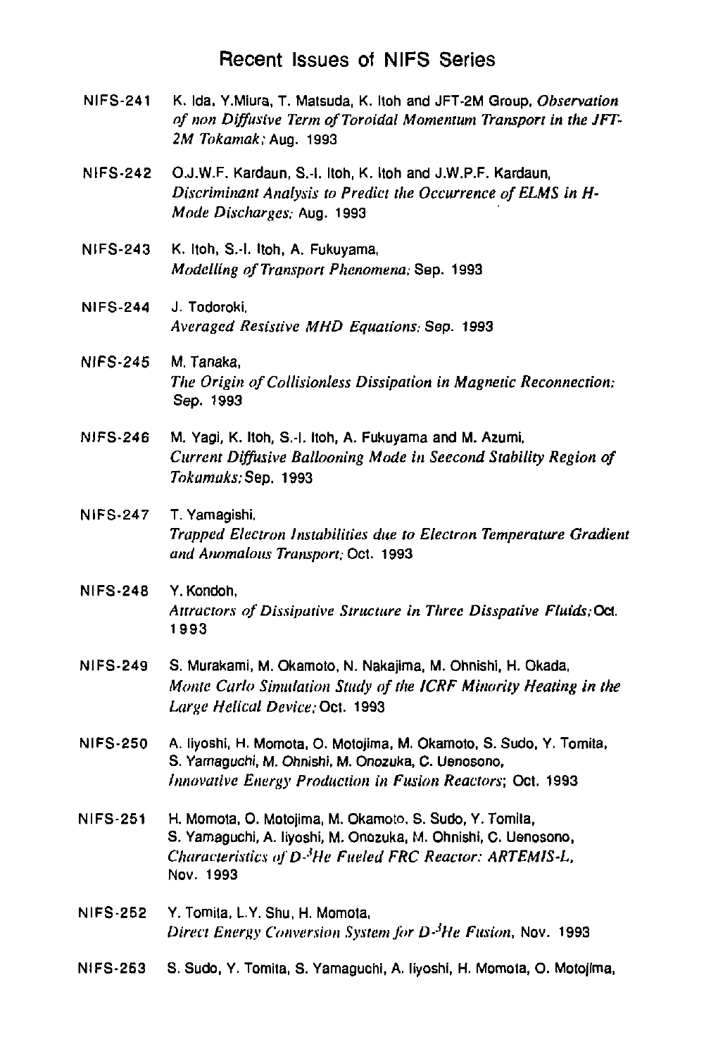# Recent Issues of NIFS Series

NIFS-241 K. Ida, Y.Miura, T. Matsuda, K. Itoh and JFT-2M Group, *Observation of non Diffusive Term of Toroidal Momentum Transport in the JFT-2M Tokamak;* Aug. 1993

NIFS-242 O.J.W.F. Kardaun, S.-I. Itoh, K. Itoh and J.W.P.F. Kardaun, *Discriminant Analysis to Predict the Occurrence of ELMS in H-Mode Discharges;* Aug. 1993

NIFS-243 K. Itoh, S.-I. Itoh, A. Fukuyama, *Modelling of Transport Phenomena;* Sep. 1993

NIFS-244 J. Todoroki, *Averaged Resistive MHD Equations;* Sep. 1993

NIFS-245 M. Tanaka, *The Origin of Collisionless Dissipation in Magnetic Reconnection;* Sep. 1993

NIFS-246 M. Yagi, K. Itoh, S.-I. Itoh, A. Fukuyama and M. Azumi, *Current Diffusive Ballooning Mode in Seecond Stability Region of Tokamaks;* Sep. 1993

NIFS-247 T. Yamagishi, *Trapped Electron Instabilities due to Electron Temperature Gradient and Anomalous Transport;* Oct. 1993

NIFS-248 Y. Kondoh, *Attractors of Dissipative Structure in Three Disspative Fluids;* Oct. 1993

NIFS-249 S. Murakami, M. Okamoto, N. Nakajima, M. Ohnishi, H. Okada, *Monte Carlo Simulation Study of the ICRF Minority Heating in the Large Helical Device;* Oct. 1993

NIFS-250 A. Iiyoshi, H. Momota, O. Motojima, M. Okamoto, S. Sudo, Y. Tomita, S. Yamaguchi, M. Ohnishi, M. Onozuka, C. Uenosono, *Innovative Energy Production in Fusion Reactors;* Oct. 1993

NIFS-251 H. Momota, O. Motojima, M. Okamoto, S. Sudo, Y. Tomita, S. Yamaguchi, A. Iiyoshi, M. Onozuka, M. Ohnishi, C. Uenosono, *Characteristics of D-$^3$He Fueled FRC Reactor: ARTEMIS-L,* Nov. 1993

NIFS-252 Y. Tomita, L.Y. Shu, H. Momota, *Direct Energy Conversion System for D-$^3$He Fusion,* Nov. 1993

NIFS-253 S. Sudo, Y. Tomita, S. Yamaguchi, A. Iiyoshi, H. Momota, O. Motojima,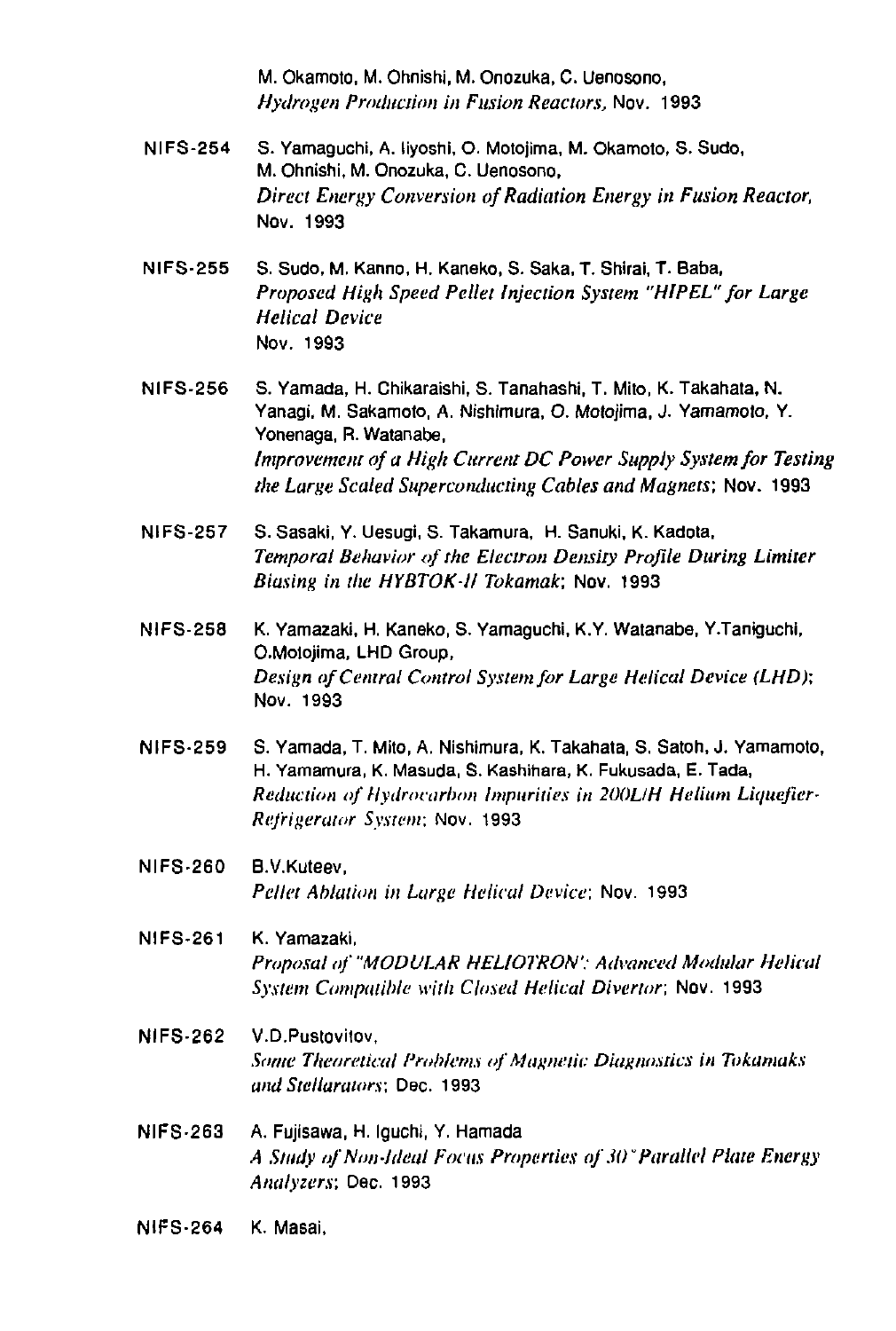M. Okamoto, M. Ohnishi, M. Onozuka, C. Uenosono,
*Hydrogen Production in Fusion Reactors,* Nov. 1993

NIFS-254 S. Yamaguchi, A. Iiyoshi, O. Motojima, M. Okamoto, S. Sudo, M. Ohnishi, M. Onozuka, C. Uenosono,
*Direct Energy Conversion of Radiation Energy in Fusion Reactor,* Nov. 1993

NIFS-255 S. Sudo, M. Kanno, H. Kaneko, S. Saka, T. Shirai, T. Baba,
*Proposed High Speed Pellet Injection System "HIPEL" for Large Helical Device*
Nov. 1993

NIFS-256 S. Yamada, H. Chikaraishi, S. Tanahashi, T. Mito, K. Takahata, N. Yanagi, M. Sakamoto, A. Nishimura, O. Motojima, J. Yamamoto, Y. Yonenaga, R. Watanabe,
*Improvement of a High Current DC Power Supply System for Testing the Large Scaled Superconducting Cables and Magnets*; Nov. 1993

NIFS-257 S. Sasaki, Y. Uesugi, S. Takamura, H. Sanuki, K. Kadota,
*Temporal Behavior of the Electron Density Profile During Limiter Biasing in the HYBTOK-II Tokamak*; Nov. 1993

NIFS-258 K. Yamazaki, H. Kaneko, S. Yamaguchi, K.Y. Watanabe, Y.Taniguchi, O.Motojima, LHD Group,
*Design of Central Control System for Large Helical Device (LHD)*; Nov. 1993

NIFS-259 S. Yamada, T. Mito, A. Nishimura, K. Takahata, S. Satoh, J. Yamamoto, H. Yamamura, K. Masuda, S. Kashihara, K. Fukusada, E. Tada,
*Reduction of Hydrocarbon Impurities in 200L/H Helium Liquefier-Refrigerator System*; Nov. 1993

NIFS-260 B.V.Kuteev,
*Pellet Ablation in Large Helical Device*; Nov. 1993

NIFS-261 K. Yamazaki,
*Proposal of "MODULAR HELIOTRON": Advanced Modular Helical System Compatible with Closed Helical Divertor*; Nov. 1993

NIFS-262 V.D.Pustovitov,
*Some Theoretical Problems of Magnetic Diagnostics in Tokamaks and Stellarators*; Dec. 1993

NIFS-263 A. Fujisawa, H. Iguchi, Y. Hamada
*A Study of Non-Ideal Focus Properties of 30° Parallel Plate Energy Analyzers*; Dec. 1993

NIFS-264 K. Masai,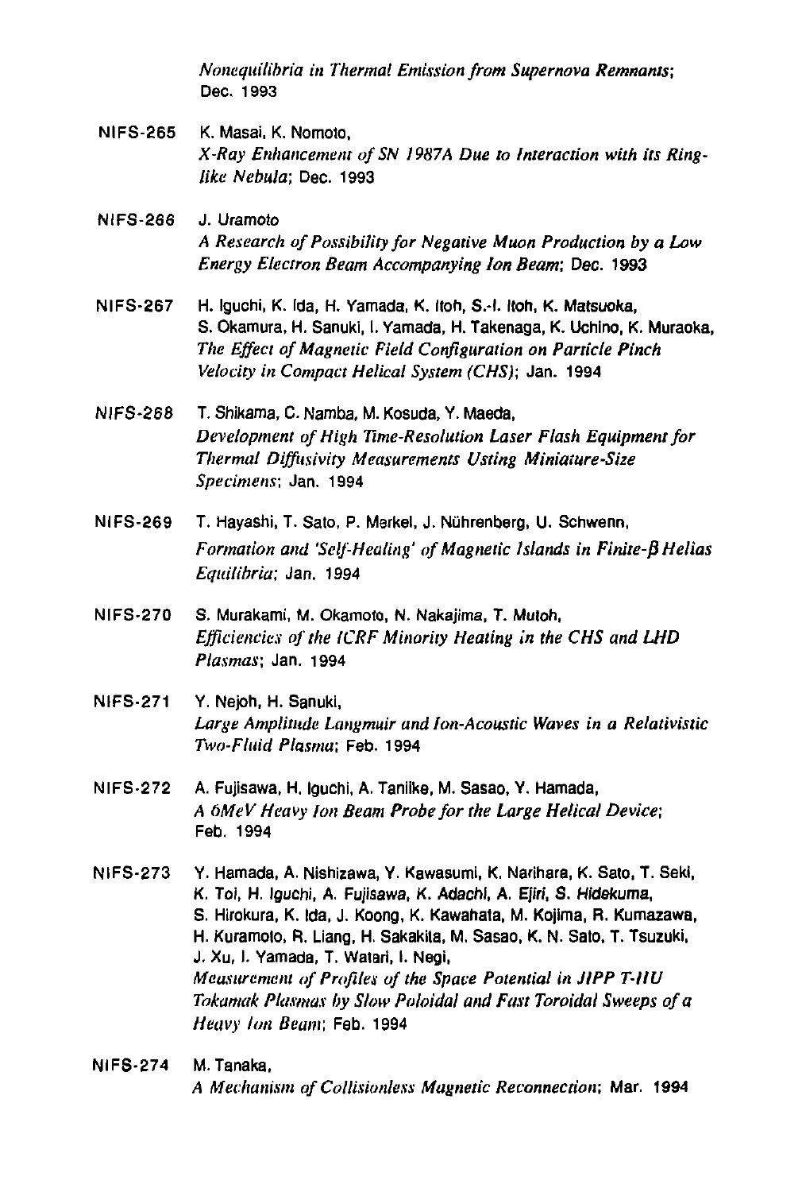*Nonequilibria in Thermal Emission from Supernova Remnants*; Dec. 1993

NIFS-265 K. Masai, K. Nomoto,
*X-Ray Enhancement of SN 1987A Due to Interaction with its Ring-like Nebula*; Dec. 1993

NIFS-266 J. Uramoto
*A Research of Possibility for Negative Muon Production by a Low Energy Electron Beam Accompanying Ion Beam*; Dec. 1993

NIFS-267 H. Iguchi, K. Ida, H. Yamada, K. Itoh, S.-I. Itoh, K. Matsuoka, S. Okamura, H. Sanuki, I. Yamada, H. Takenaga, K. Uchino, K. Muraoka,
*The Effect of Magnetic Field Configuration on Particle Pinch Velocity in Compact Helical System (CHS)*; Jan. 1994

NIFS-268 T. Shikama, C. Namba, M. Kosuda, Y. Maeda,
*Development of High Time-Resolution Laser Flash Equipment for Thermal Diffusivity Measurements Usting Miniature-Size Specimens*; Jan. 1994

NIFS-269 T. Hayashi, T. Sato, P. Merkel, J. Nührenberg, U. Schwenn,
*Formation and 'Self-Healing' of Magnetic Islands in Finite-β Helias Equilibria*; Jan. 1994

NIFS-270 S. Murakami, M. Okamoto, N. Nakajima, T. Mutoh,
*Efficiencies of the ICRF Minority Heating in the CHS and LHD Plasmas*; Jan. 1994

NIFS-271 Y. Nejoh, H. Sanuki,
*Large Amplitude Langmuir and Ion-Acoustic Waves in a Relativistic Two-Fluid Plasma*; Feb. 1994

NIFS-272 A. Fujisawa, H. Iguchi, A. Taniike, M. Sasao, Y. Hamada,
*A 6MeV Heavy Ion Beam Probe for the Large Helical Device*; Feb. 1994

NIFS-273 Y. Hamada, A. Nishizawa, Y. Kawasumi, K. Narihara, K. Sato, T. Seki, K. Toi, H. Iguchi, A. Fujisawa, K. Adachi, A. Ejiri, S. Hidekuma, S. Hirokura, K. Ida, J. Koong, K. Kawahata, M. Kojima, R. Kumazawa, H. Kuramoto, R. Liang, H. Sakakita, M. Sasao, K. N. Sato, T. Tsuzuki, J. Xu, I. Yamada, T. Watari, I. Negi,
*Measurement of Profiles of the Space Potential in JIPP T-IIU Tokamak Plasmas by Slow Poloidal and Fast Toroidal Sweeps of a Heavy Ion Beam*; Feb. 1994

NIFS-274 M. Tanaka,
*A Mechanism of Collisionless Magnetic Reconnection*; Mar. 1994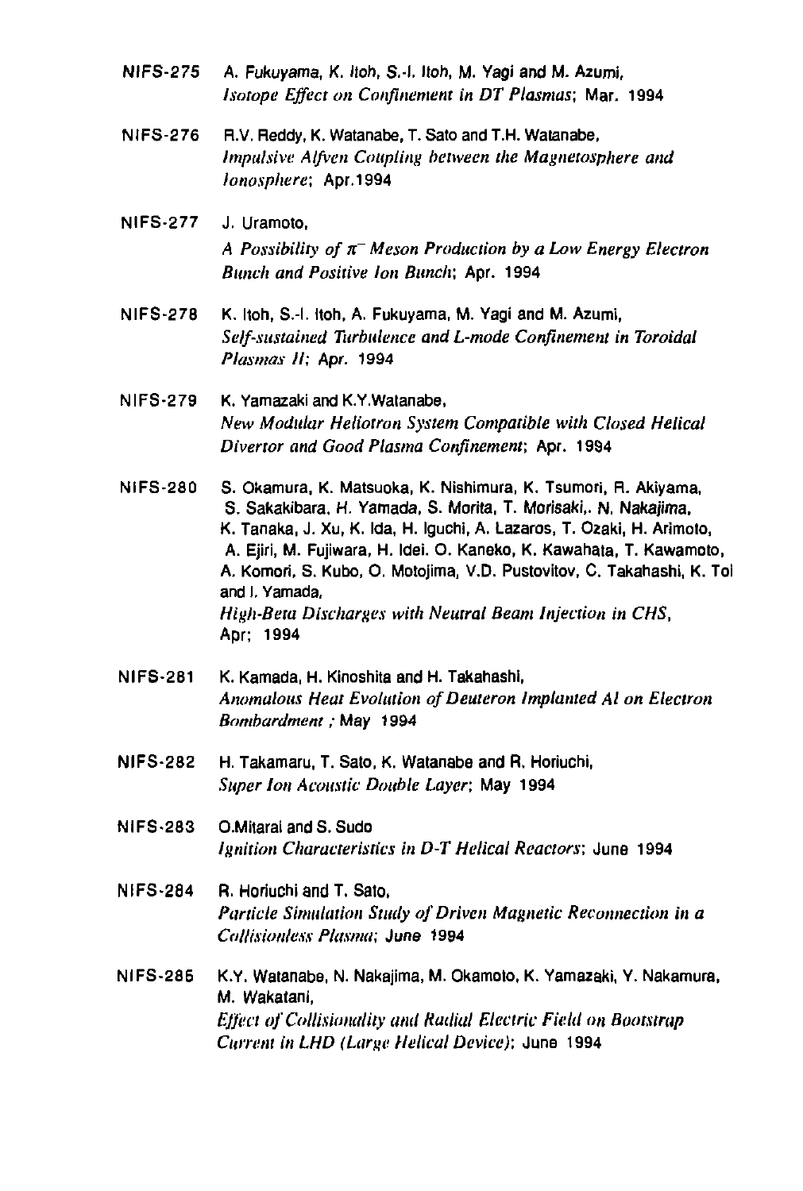NIFS-275 A. Fukuyama, K. Itoh, S.-I. Itoh, M. Yagi and M. Azumi,
*Isotope Effect on Confinement in DT Plasmas*; Mar. 1994

NIFS-276 R.V. Reddy, K. Watanabe, T. Sato and T.H. Watanabe,
*Impulsive Alfven Coupling between the Magnetosphere and Ionosphere*; Apr.1994

NIFS-277 J. Uramoto,
*A Possibility of $\pi^-$ Meson Production by a Low Energy Electron Bunch and Positive Ion Bunch*; Apr. 1994

NIFS-278 K. Itoh, S.-I. Itoh, A. Fukuyama, M. Yagi and M. Azumi,
*Self-sustained Turbulence and L-mode Confinement in Toroidal Plasmas II*; Apr. 1994

NIFS-279 K. Yamazaki and K.Y.Watanabe,
*New Modular Heliotron System Compatible with Closed Helical Divertor and Good Plasma Confinement*; Apr. 1994

NIFS-280 S. Okamura, K. Matsuoka, K. Nishimura, K. Tsumori, R. Akiyama, S. Sakakibara, H. Yamada, S. Morita, T. Morisaki,. N. Nakajima, K. Tanaka, J. Xu, K. Ida, H. Iguchi, A. Lazaros, T. Ozaki, H. Arimoto, A. Ejiri, M. Fujiwara, H. Idei. O. Kaneko, K. Kawahata, T. Kawamoto, A. Komori, S. Kubo, O. Motojima, V.D. Pustovitov, C. Takahashi, K. Toi and I. Yamada,
*High-Beta Discharges with Neutral Beam Injection in CHS*, Apr; 1994

NIFS-281 K. Kamada, H. Kinoshita and H. Takahashi,
*Anomalous Heat Evolution of Deuteron Implanted Al on Electron Bombardment* ; May 1994

NIFS-282 H. Takamaru, T. Sato, K. Watanabe and R. Horiuchi,
*Super Ion Acoustic Double Layer*; May 1994

NIFS-283 O.Mitarai and S. Sudo
*Ignition Characteristics in D-T Helical Reactors*; June 1994

NIFS-284 R. Horiuchi and T. Sato,
*Particle Simulation Study of Driven Magnetic Reconnection in a Collisionless Plasma*; June 1994

NIFS-285 K.Y. Watanabe, N. Nakajima, M. Okamoto, K. Yamazaki, Y. Nakamura, M. Wakatani,
*Effect of Collisionality and Radial Electric Field on Bootstrap Current in LHD (Large Helical Device)*; June 1994